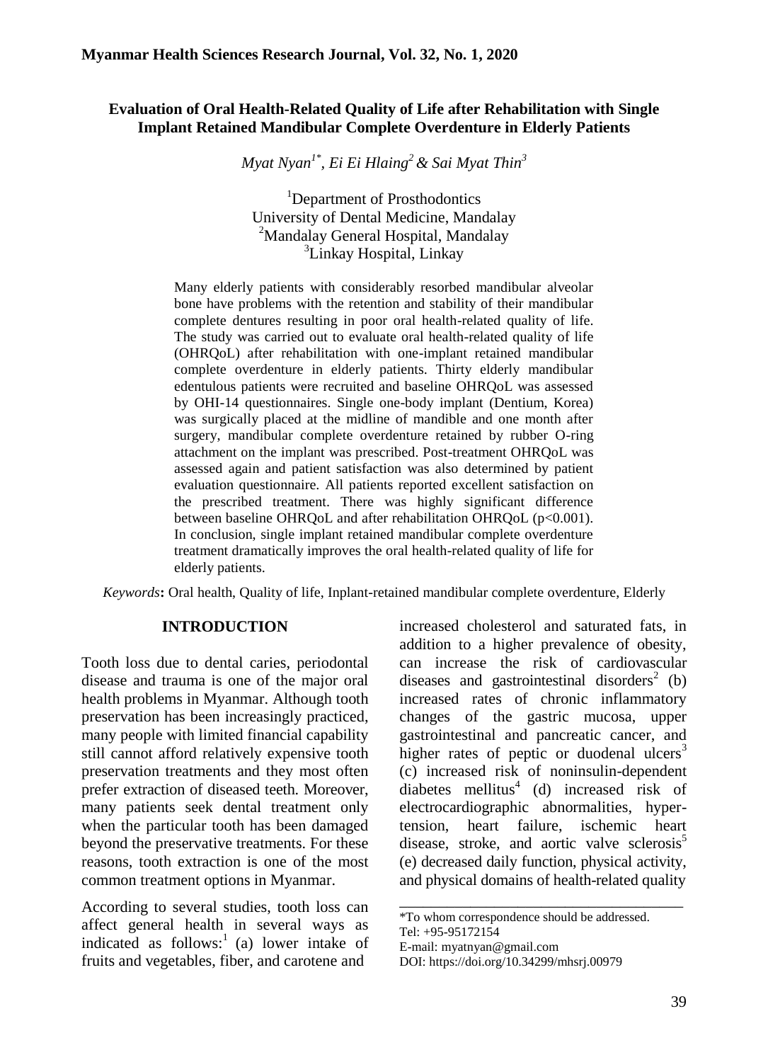# Evaluation of Oral Health-Related Quality of Life after Rehabilitation with Single Implant Retained Mandibular Complete Overdenture in Elderly Patients

*Myat Nyan[1*], Ei Ei Hlaing[2] & Sai Myat Thin[3]*

[1]Department of Prosthodontics
University of Dental Medicine, Mandalay
[2]Mandalay General Hospital, Mandalay
[3]Linkay Hospital, Linkay

Many elderly patients with considerably resorbed mandibular alveolar bone have problems with the retention and stability of their mandibular complete dentures resulting in poor oral health-related quality of life. The study was carried out to evaluate oral health-related quality of life (OHRQoL) after rehabilitation with one-implant retained mandibular complete overdenture in elderly patients. Thirty elderly mandibular edentulous patients were recruited and baseline OHRQoL was assessed by OHI-14 questionnaires. Single one-body implant (Dentium, Korea) was surgically placed at the midline of mandible and one month after surgery, mandibular complete overdenture retained by rubber O-ring attachment on the implant was prescribed. Post-treatment OHRQoL was assessed again and patient satisfaction was also determined by patient evaluation questionnaire. All patients reported excellent satisfaction on the prescribed treatment. There was highly significant difference between baseline OHRQoL and after rehabilitation OHRQoL ($p<0.001$). In conclusion, single implant retained mandibular complete overdenture treatment dramatically improves the oral health-related quality of life for elderly patients.

*Keywords***:** Oral health, Quality of life, Inplant-retained mandibular complete overdenture, Elderly

## INTRODUCTION

Tooth loss due to dental caries, periodontal disease and trauma is one of the major oral health problems in Myanmar. Although tooth preservation has been increasingly practiced, many people with limited financial capability still cannot afford relatively expensive tooth preservation treatments and they most often prefer extraction of diseased teeth. Moreover, many patients seek dental treatment only when the particular tooth has been damaged beyond the preservative treatments. For these reasons, tooth extraction is one of the most common treatment options in Myanmar.

According to several studies, tooth loss can affect general health in several ways as indicated as follows:[1] (a) lower intake of fruits and vegetables, fiber, and carotene and increased cholesterol and saturated fats, in addition to a higher prevalence of obesity, can increase the risk of cardiovascular diseases and gastrointestinal disorders[2] (b) increased rates of chronic inflammatory changes of the gastric mucosa, upper gastrointestinal and pancreatic cancer, and higher rates of peptic or duodenal ulcers[3] (c) increased risk of noninsulin-dependent diabetes mellitus[4] (d) increased risk of electrocardiographic abnormalities, hypertension, heart failure, ischemic heart disease, stroke, and aortic valve sclerosis[5] (e) decreased daily function, physical activity, and physical domains of health-related quality

\*To whom correspondence should be addressed.
Tel: +95-95172154
E-mail: myatnyan@gmail.com
DOI: https://doi.org/10.34299/mhsrj.00979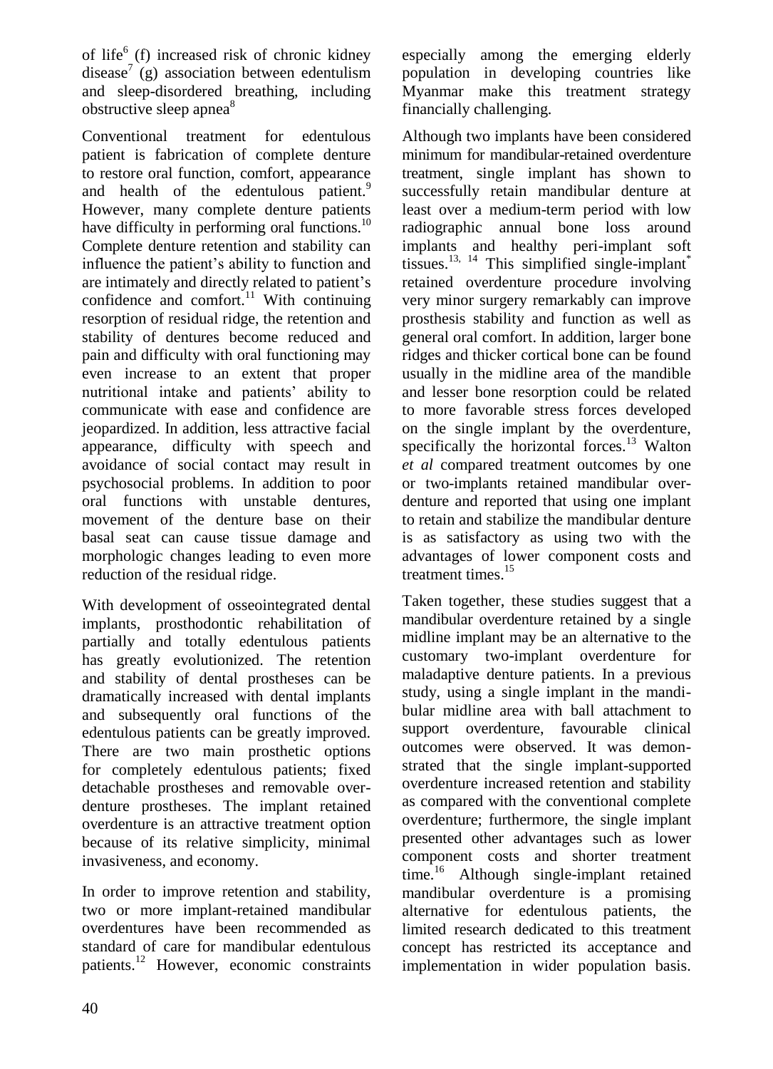of life[6] (f) increased risk of chronic kidney disease[7] (g) association between edentulism and sleep-disordered breathing, including obstructive sleep apnea[8]

Conventional treatment for edentulous patient is fabrication of complete denture to restore oral function, comfort, appearance and health of the edentulous patient.[9] However, many complete denture patients have difficulty in performing oral functions.[10] Complete denture retention and stability can influence the patient's ability to function and are intimately and directly related to patient's confidence and comfort.[11] With continuing resorption of residual ridge, the retention and stability of dentures become reduced and pain and difficulty with oral functioning may even increase to an extent that proper nutritional intake and patients' ability to communicate with ease and confidence are jeopardized. In addition, less attractive facial appearance, difficulty with speech and avoidance of social contact may result in psychosocial problems. In addition to poor oral functions with unstable dentures, movement of the denture base on their basal seat can cause tissue damage and morphologic changes leading to even more reduction of the residual ridge.

With development of osseointegrated dental implants, prosthodontic rehabilitation of partially and totally edentulous patients has greatly evolutionized. The retention and stability of dental prostheses can be dramatically increased with dental implants and subsequently oral functions of the edentulous patients can be greatly improved. There are two main prosthetic options for completely edentulous patients; fixed detachable prostheses and removable overdenture prostheses. The implant retained overdenture is an attractive treatment option because of its relative simplicity, minimal invasiveness, and economy.

In order to improve retention and stability, two or more implant-retained mandibular overdentures have been recommended as standard of care for mandibular edentulous patients.[12] However, economic constraints especially among the emerging elderly population in developing countries like Myanmar make this treatment strategy financially challenging.

Although two implants have been considered minimum for mandibular-retained overdenture treatment, single implant has shown to successfully retain mandibular denture at least over a medium-term period with low radiographic annual bone loss around implants and healthy peri-implant soft tissues.[13, 14] This simplified single-implant[*] retained overdenture procedure involving very minor surgery remarkably can improve prosthesis stability and function as well as general oral comfort. In addition, larger bone ridges and thicker cortical bone can be found usually in the midline area of the mandible and lesser bone resorption could be related to more favorable stress forces developed on the single implant by the overdenture, specifically the horizontal forces.[13] Walton *et al* compared treatment outcomes by one or two-implants retained mandibular overdenture and reported that using one implant to retain and stabilize the mandibular denture is as satisfactory as using two with the advantages of lower component costs and treatment times.[15]

Taken together, these studies suggest that a mandibular overdenture retained by a single midline implant may be an alternative to the customary two-implant overdenture for maladaptive denture patients. In a previous study, using a single implant in the mandibular midline area with ball attachment to support overdenture, favourable clinical outcomes were observed. It was demonstrated that the single implant-supported overdenture increased retention and stability as compared with the conventional complete overdenture; furthermore, the single implant presented other advantages such as lower component costs and shorter treatment time.[16] Although single-implant retained mandibular overdenture is a promising alternative for edentulous patients, the limited research dedicated to this treatment concept has restricted its acceptance and implementation in wider population basis.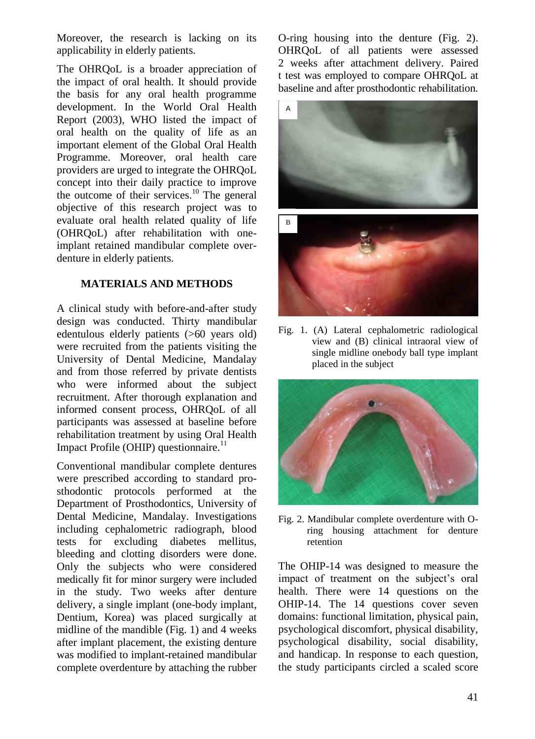Moreover, the research is lacking on its applicability in elderly patients.

The OHRQoL is a broader appreciation of the impact of oral health. It should provide the basis for any oral health programme development. In the World Oral Health Report (2003), WHO listed the impact of oral health on the quality of life as an important element of the Global Oral Health Programme. Moreover, oral health care providers are urged to integrate the OHRQoL concept into their daily practice to improve the outcome of their services.[10] The general objective of this research project was to evaluate oral health related quality of life (OHRQoL) after rehabilitation with one-implant retained mandibular complete over-denture in elderly patients.

## MATERIALS AND METHODS

A clinical study with before-and-after study design was conducted. Thirty mandibular edentulous elderly patients (>60 years old) were recruited from the patients visiting the University of Dental Medicine, Mandalay and from those referred by private dentists who were informed about the subject recruitment. After thorough explanation and informed consent process, OHRQoL of all participants was assessed at baseline before rehabilitation treatment by using Oral Health Impact Profile (OHIP) questionnaire.[11]

Conventional mandibular complete dentures were prescribed according to standard prosthodontic protocols performed at the Department of Prosthodontics, University of Dental Medicine, Mandalay. Investigations including cephalometric radiograph, blood tests for excluding diabetes mellitus, bleeding and clotting disorders were done. Only the subjects who were considered medically fit for minor surgery were included in the study. Two weeks after denture delivery, a single implant (one-body implant, Dentium, Korea) was placed surgically at midline of the mandible (Fig. 1) and 4 weeks after implant placement, the existing denture was modified to implant-retained mandibular complete overdenture by attaching the rubber O-ring housing into the denture (Fig. 2). OHRQoL of all patients were assessed 2 weeks after attachment delivery. Paired t test was employed to compare OHRQoL at baseline and after prosthodontic rehabilitation.

Fig. 1. (A) Lateral cephalometric radiological view and (B) clinical intraoral view of single midline onebody ball type implant placed in the subject

Fig. 2. Mandibular complete overdenture with O-ring housing attachment for denture retention

The OHIP-14 was designed to measure the impact of treatment on the subject's oral health. There were 14 questions on the OHIP-14. The 14 questions cover seven domains: functional limitation, physical pain, psychological discomfort, physical disability, psychological disability, social disability, and handicap. In response to each question, the study participants circled a scaled score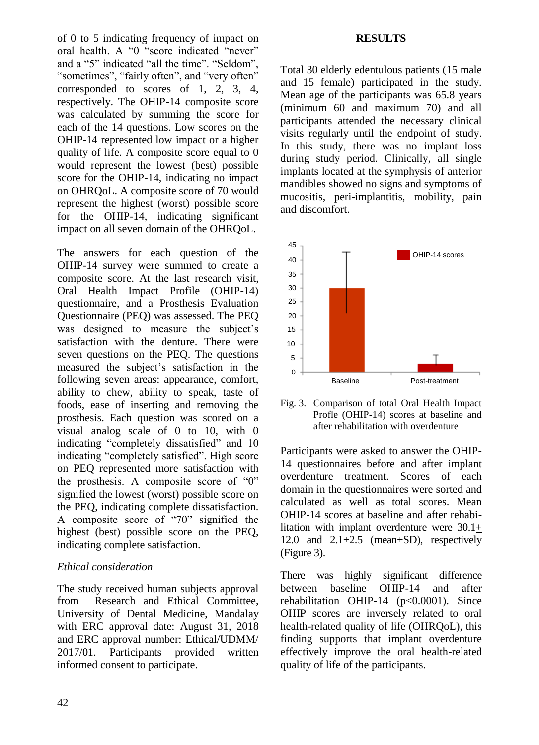of 0 to 5 indicating frequency of impact on oral health. A "0 "score indicated "never" and a "5" indicated "all the time". "Seldom", "sometimes", "fairly often", and "very often" corresponded to scores of 1, 2, 3, 4, respectively. The OHIP-14 composite score was calculated by summing the score for each of the 14 questions. Low scores on the OHIP-14 represented low impact or a higher quality of life. A composite score equal to 0 would represent the lowest (best) possible score for the OHIP-14, indicating no impact on OHRQoL. A composite score of 70 would represent the highest (worst) possible score for the OHIP-14, indicating significant impact on all seven domain of the OHRQoL.

The answers for each question of the OHIP-14 survey were summed to create a composite score. At the last research visit, Oral Health Impact Profile (OHIP-14) questionnaire, and a Prosthesis Evaluation Questionnaire (PEQ) was assessed. The PEQ was designed to measure the subject's satisfaction with the denture. There were seven questions on the PEQ. The questions measured the subject's satisfaction in the following seven areas: appearance, comfort, ability to chew, ability to speak, taste of foods, ease of inserting and removing the prosthesis. Each question was scored on a visual analog scale of 0 to 10, with 0 indicating "completely dissatisfied" and 10 indicating "completely satisfied". High score on PEQ represented more satisfaction with the prosthesis. A composite score of "0" signified the lowest (worst) possible score on the PEQ, indicating complete dissatisfaction. A composite score of "70" signified the highest (best) possible score on the PEQ, indicating complete satisfaction.

*Ethical consideration*

The study received human subjects approval from Research and Ethical Committee, University of Dental Medicine, Mandalay with ERC approval date: August 31, 2018 and ERC approval number: Ethical/UDMM/ 2017/01. Participants provided written informed consent to participate.

**RESULTS**

Total 30 elderly edentulous patients (15 male and 15 female) participated in the study. Mean age of the participants was 65.8 years (minimum 60 and maximum 70) and all participants attended the necessary clinical visits regularly until the endpoint of study. In this study, there was no implant loss during study period. Clinically, all single implants located at the symphysis of anterior mandibles showed no signs and symptoms of mucositis, peri-implantitis, mobility, pain and discomfort.

Fig. 3. Comparison of total Oral Health Impact Profle (OHIP-14) scores at baseline and after rehabilitation with overdenture

Participants were asked to answer the OHIP-14 questionnaires before and after implant overdenture treatment. Scores of each domain in the questionnaires were sorted and calculated as well as total scores. Mean OHIP-14 scores at baseline and after rehabilitation with implant overdenture were 30.1± 12.0 and 2.1±2.5 (mean±SD), respectively (Figure 3).

There was highly significant difference between baseline OHIP-14 and after rehabilitation OHIP-14 ($p<0.0001$). Since OHIP scores are inversely related to oral health-related quality of life (OHRQoL), this finding supports that implant overdenture effectively improve the oral health-related quality of life of the participants.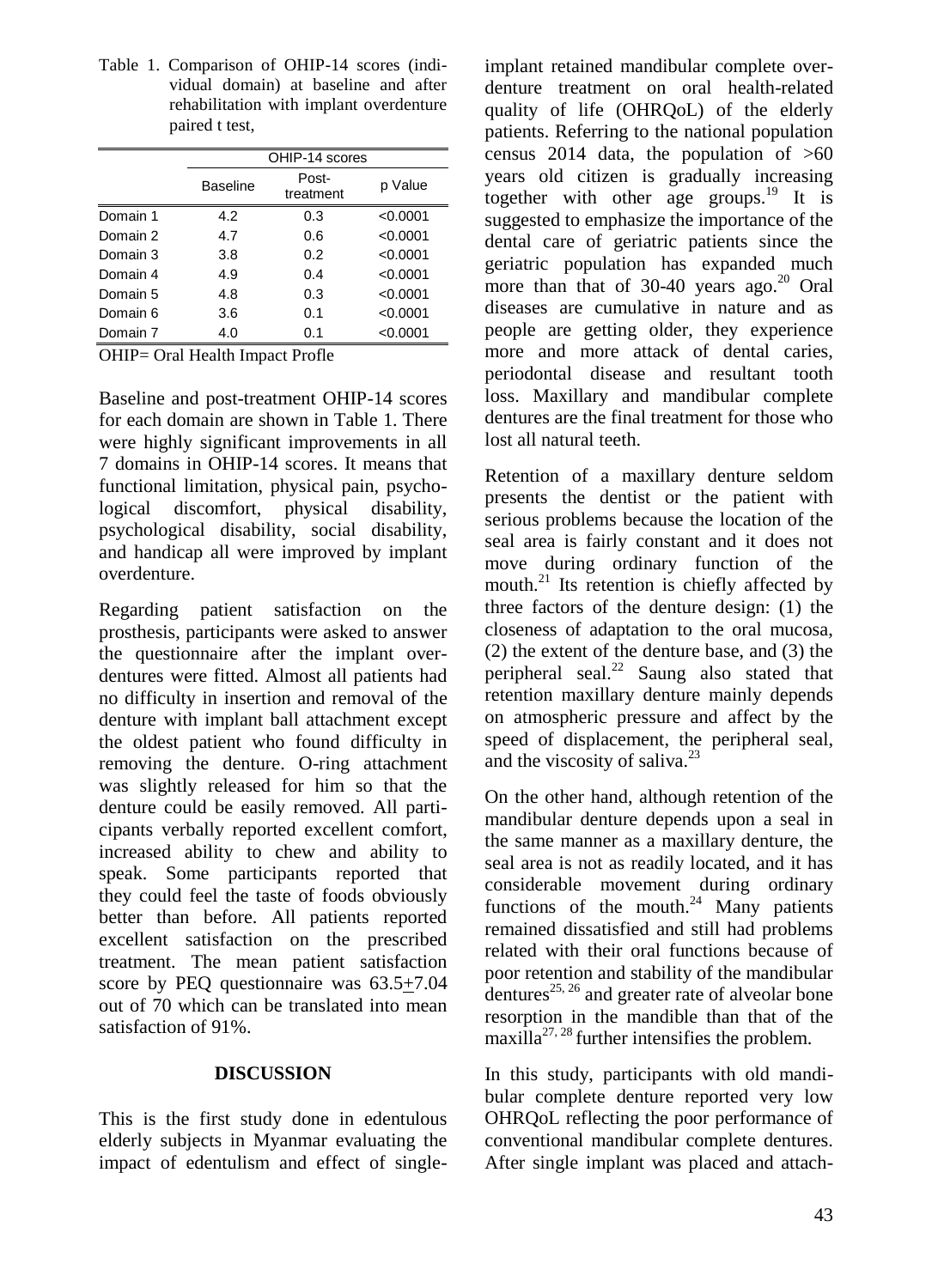Table 1. Comparison of OHIP-14 scores (individual domain) at baseline and after rehabilitation with implant overdenture paired t test,

| | OHIP-14 scores | | |
|---|---|---|---|
| | Baseline | Post-treatment | p Value |
| Domain 1 | 4.2 | 0.3 | <0.0001 |
| Domain 2 | 4.7 | 0.6 | <0.0001 |
| Domain 3 | 3.8 | 0.2 | <0.0001 |
| Domain 4 | 4.9 | 0.4 | <0.0001 |
| Domain 5 | 4.8 | 0.3 | <0.0001 |
| Domain 6 | 3.6 | 0.1 | <0.0001 |
| Domain 7 | 4.0 | 0.1 | <0.0001 |

OHIP= Oral Health Impact Profle

Baseline and post-treatment OHIP-14 scores for each domain are shown in Table 1. There were highly significant improvements in all 7 domains in OHIP-14 scores. It means that functional limitation, physical pain, psychological discomfort, physical disability, psychological disability, social disability, and handicap all were improved by implant overdenture.

Regarding patient satisfaction on the prosthesis, participants were asked to answer the questionnaire after the implant overdentures were fitted. Almost all patients had no difficulty in insertion and removal of the denture with implant ball attachment except the oldest patient who found difficulty in removing the denture. O-ring attachment was slightly released for him so that the denture could be easily removed. All participants verbally reported excellent comfort, increased ability to chew and ability to speak. Some participants reported that they could feel the taste of foods obviously better than before. All patients reported excellent satisfaction on the prescribed treatment. The mean patient satisfaction score by PEQ questionnaire was $63.5 \pm 7.04$ out of 70 which can be translated into mean satisfaction of 91%.

## DISCUSSION

This is the first study done in edentulous elderly subjects in Myanmar evaluating the impact of edentulism and effect of single-implant retained mandibular complete overdenture treatment on oral health-related quality of life (OHRQoL) of the elderly patients. Referring to the national population census 2014 data, the population of >60 years old citizen is gradually increasing together with other age groups.[19] It is suggested to emphasize the importance of the dental care of geriatric patients since the geriatric population has expanded much more than that of 30-40 years ago.[20] Oral diseases are cumulative in nature and as people are getting older, they experience more and more attack of dental caries, periodontal disease and resultant tooth loss. Maxillary and mandibular complete dentures are the final treatment for those who lost all natural teeth.

Retention of a maxillary denture seldom presents the dentist or the patient with serious problems because the location of the seal area is fairly constant and it does not move during ordinary function of the mouth.[21] Its retention is chiefly affected by three factors of the denture design: (1) the closeness of adaptation to the oral mucosa, (2) the extent of the denture base, and (3) the peripheral seal.[22] Saung also stated that retention maxillary denture mainly depends on atmospheric pressure and affect by the speed of displacement, the peripheral seal, and the viscosity of saliva.[23]

On the other hand, although retention of the mandibular denture depends upon a seal in the same manner as a maxillary denture, the seal area is not as readily located, and it has considerable movement during ordinary functions of the mouth.[24] Many patients remained dissatisfied and still had problems related with their oral functions because of poor retention and stability of the mandibular dentures[25, 26] and greater rate of alveolar bone resorption in the mandible than that of the maxilla[27, 28] further intensifies the problem.

In this study, participants with old mandibular complete denture reported very low OHRQoL reflecting the poor performance of conventional mandibular complete dentures. After single implant was placed and attach-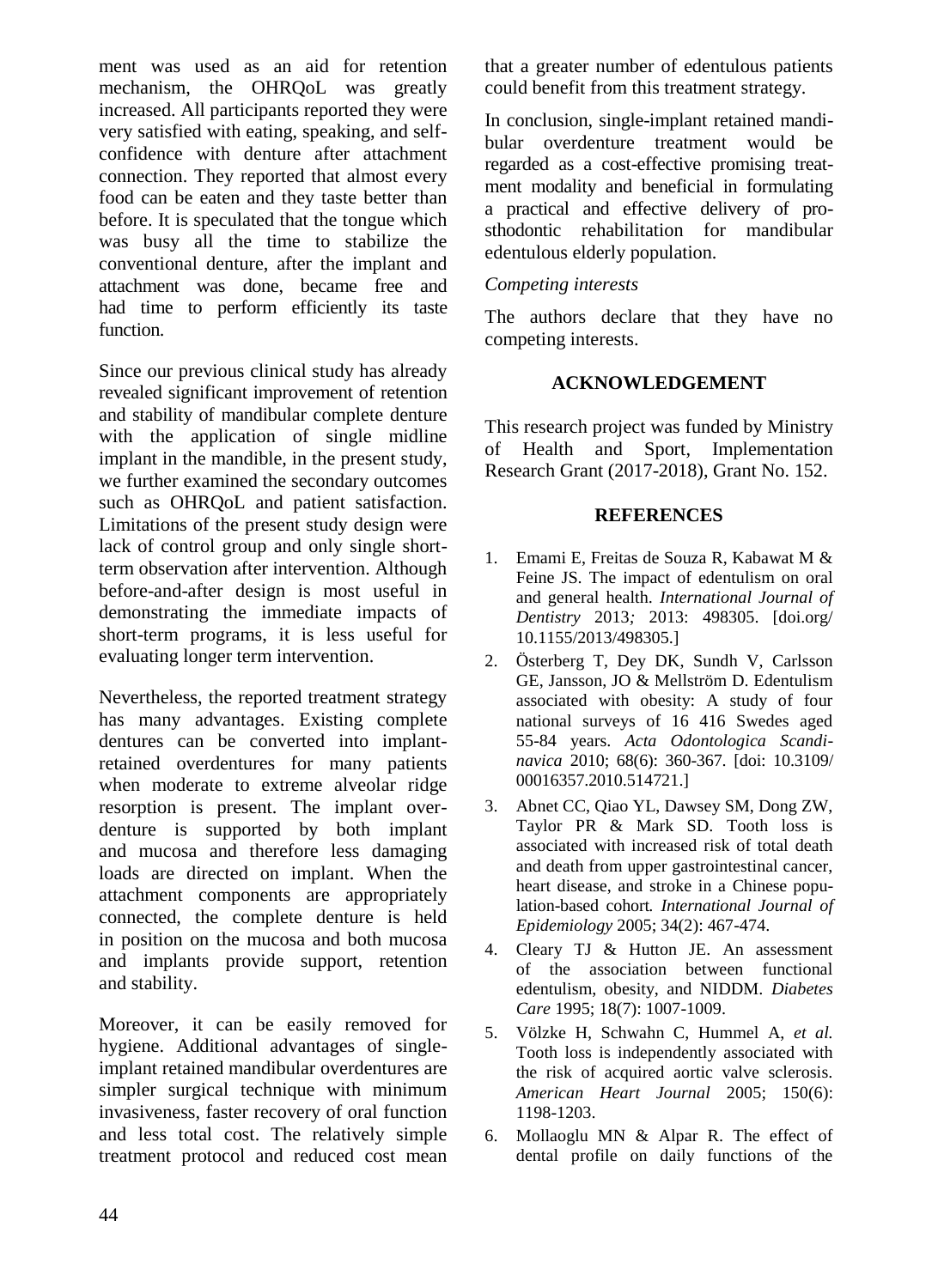ment was used as an aid for retention mechanism, the OHRQoL was greatly increased. All participants reported they were very satisfied with eating, speaking, and self-confidence with denture after attachment connection. They reported that almost every food can be eaten and they taste better than before. It is speculated that the tongue which was busy all the time to stabilize the conventional denture, after the implant and attachment was done, became free and had time to perform efficiently its taste function.

Since our previous clinical study has already revealed significant improvement of retention and stability of mandibular complete denture with the application of single midline implant in the mandible, in the present study, we further examined the secondary outcomes such as OHRQoL and patient satisfaction. Limitations of the present study design were lack of control group and only single short-term observation after intervention. Although before-and-after design is most useful in demonstrating the immediate impacts of short-term programs, it is less useful for evaluating longer term intervention.

Nevertheless, the reported treatment strategy has many advantages. Existing complete dentures can be converted into implant-retained overdentures for many patients when moderate to extreme alveolar ridge resorption is present. The implant overdenture is supported by both implant and mucosa and therefore less damaging loads are directed on implant. When the attachment components are appropriately connected, the complete denture is held in position on the mucosa and both mucosa and implants provide support, retention and stability.

Moreover, it can be easily removed for hygiene. Additional advantages of single-implant retained mandibular overdentures are simpler surgical technique with minimum invasiveness, faster recovery of oral function and less total cost. The relatively simple treatment protocol and reduced cost mean that a greater number of edentulous patients could benefit from this treatment strategy.

In conclusion, single-implant retained mandibular overdenture treatment would be regarded as a cost-effective promising treatment modality and beneficial in formulating a practical and effective delivery of prosthodontic rehabilitation for mandibular edentulous elderly population.

*Competing interests*

The authors declare that they have no competing interests.

## ACKNOWLEDGEMENT

This research project was funded by Ministry of Health and Sport, Implementation Research Grant (2017-2018), Grant No. 152.

## REFERENCES

1. Emami E, Freitas de Souza R, Kabawat M & Feine JS. The impact of edentulism on oral and general health. *International Journal of Dentistry* 2013*;* 2013: 498305. [doi.org/ 10.1155/2013/498305.]
2. Österberg T, Dey DK, Sundh V, Carlsson GE, Jansson, JO & Mellström D. Edentulism associated with obesity: A study of four national surveys of 16 416 Swedes aged 55-84 years. *Acta Odontologica Scandinavica* 2010; 68(6): 360-367. [doi: 10.3109/ 00016357.2010.514721.]
3. Abnet CC, Qiao YL, Dawsey SM, Dong ZW, Taylor PR & Mark SD. Tooth loss is associated with increased risk of total death and death from upper gastrointestinal cancer, heart disease, and stroke in a Chinese population-based cohort*. International Journal of Epidemiology* 2005; 34(2): 467-474.
4. Cleary TJ & Hutton JE. An assessment of the association between functional edentulism, obesity, and NIDDM. *Diabetes Care* 1995; 18(7): 1007-1009.
5. Völzke H, Schwahn C, Hummel A, *et al.* Tooth loss is independently associated with the risk of acquired aortic valve sclerosis. *American Heart Journal* 2005; 150(6): 1198-1203.
6. Mollaoglu MN & Alpar R. The effect of dental profile on daily functions of the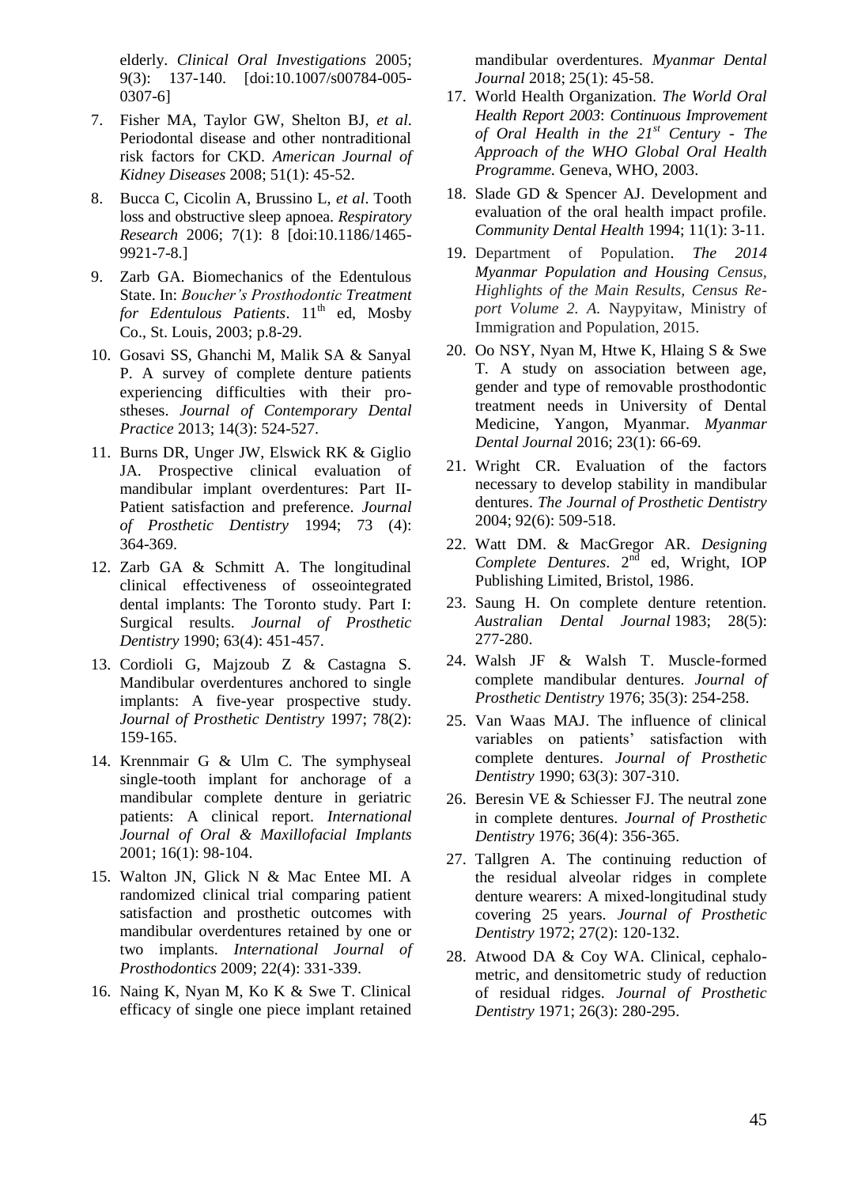elderly. *Clinical Oral Investigations* 2005; 9(3): 137-140. [doi:10.1007/s00784-005-0307-6]

7. Fisher MA, Taylor GW, Shelton BJ, *et al*. Periodontal disease and other nontraditional risk factors for CKD. *American Journal of Kidney Diseases* 2008; 51(1): 45-52.
8. Bucca C, Cicolin A, Brussino L, *et al*. Tooth loss and obstructive sleep apnoea. *Respiratory Research* 2006; 7(1): 8 [doi:10.1186/1465-9921-7-8.]
9. Zarb GA. Biomechanics of the Edentulous State. In: *Boucher's Prosthodontic Treatment for Edentulous Patients*. 11th ed, Mosby Co., St. Louis, 2003; p.8-29.
10. Gosavi SS, Ghanchi M, Malik SA & Sanyal P. A survey of complete denture patients experiencing difficulties with their prostheses. *Journal of Contemporary Dental Practice* 2013; 14(3): 524-527.
11. Burns DR, Unger JW, Elswick RK & Giglio JA. Prospective clinical evaluation of mandibular implant overdentures: Part II-Patient satisfaction and preference. *Journal of Prosthetic Dentistry* 1994; 73 (4): 364-369.
12. Zarb GA & Schmitt A. The longitudinal clinical effectiveness of osseointegrated dental implants: The Toronto study. Part I: Surgical results. *Journal of Prosthetic Dentistry* 1990; 63(4): 451-457.
13. Cordioli G, Majzoub Z & Castagna S. Mandibular overdentures anchored to single implants: A five-year prospective study. *Journal of Prosthetic Dentistry* 1997; 78(2): 159-165.
14. Krennmair G & Ulm C. The symphyseal single-tooth implant for anchorage of a mandibular complete denture in geriatric patients: A clinical report. *International Journal of Oral & Maxillofacial Implants* 2001; 16(1): 98-104.
15. Walton JN, Glick N & Mac Entee MI. A randomized clinical trial comparing patient satisfaction and prosthetic outcomes with mandibular overdentures retained by one or two implants. *International Journal of Prosthodontics* 2009; 22(4): 331-339.
16. Naing K, Nyan M, Ko K & Swe T. Clinical efficacy of single one piece implant retained mandibular overdentures. *Myanmar Dental Journal* 2018; 25(1): 45-58.
17. World Health Organization. *The World Oral Health Report 2003*: *Continuous Improvement of Oral Health in the 21st Century - The Approach of the WHO Global Oral Health Programme.* Geneva, WHO, 2003.
18. Slade GD & Spencer AJ. Development and evaluation of the oral health impact profile. *Community Dental Health* 1994; 11(1): 3-11.
19. Department of Population. *The 2014 Myanmar Population and Housing Census, Highlights of the Main Results, Census Report Volume 2. A.* Naypyitaw, Ministry of Immigration and Population, 2015.
20. Oo NSY, Nyan M, Htwe K, Hlaing S & Swe T. A study on association between age, gender and type of removable prosthodontic treatment needs in University of Dental Medicine, Yangon, Myanmar. *Myanmar Dental Journal* 2016; 23(1): 66-69.
21. Wright CR. Evaluation of the factors necessary to develop stability in mandibular dentures. *The Journal of Prosthetic Dentistry* 2004; 92(6): 509-518.
22. Watt DM. & MacGregor AR. *Designing Complete Dentures*. 2nd ed, Wright, IOP Publishing Limited, Bristol, 1986.
23. Saung H. On complete denture retention. *Australian Dental Journal* 1983; 28(5): 277-280.
24. Walsh JF & Walsh T. Muscle-formed complete mandibular dentures. *Journal of Prosthetic Dentistry* 1976; 35(3): 254-258.
25. Van Waas MAJ. The influence of clinical variables on patients' satisfaction with complete dentures. *Journal of Prosthetic Dentistry* 1990; 63(3): 307-310.
26. Beresin VE & Schiesser FJ. The neutral zone in complete dentures. *Journal of Prosthetic Dentistry* 1976; 36(4): 356-365.
27. Tallgren A. The continuing reduction of the residual alveolar ridges in complete denture wearers: A mixed-longitudinal study covering 25 years. *Journal of Prosthetic Dentistry* 1972; 27(2): 120-132.
28. Atwood DA & Coy WA. Clinical, cephalometric, and densitometric study of reduction of residual ridges. *Journal of Prosthetic Dentistry* 1971; 26(3): 280-295.